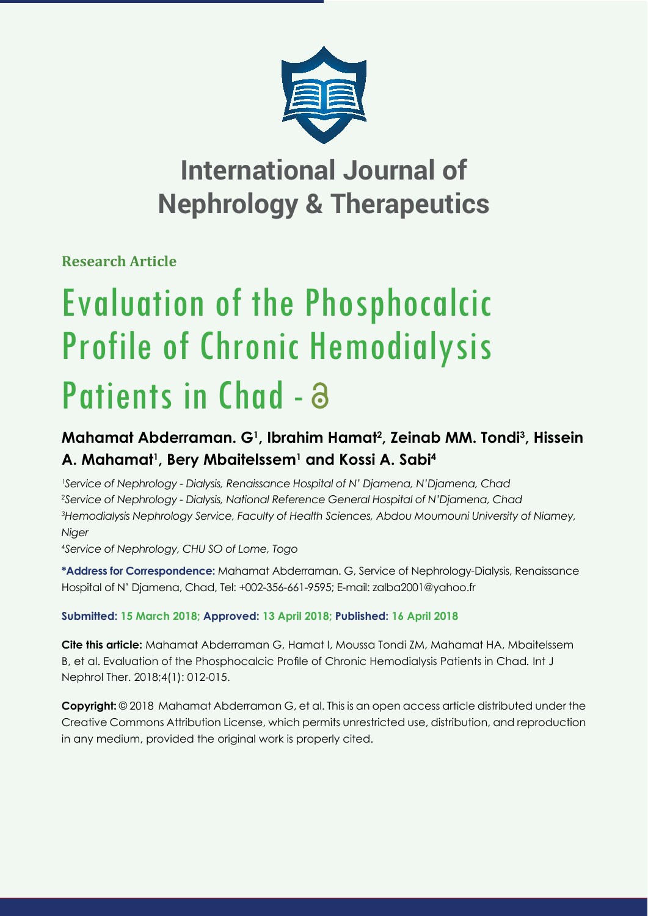# International Journal of Nephrology & Therapeutics

**Research Article**

# Evaluation of the Phosphocalcic Profile of Chronic Hemodialysis Patients in Chad -

## Mahamat Abderraman. G[1], Ibrahim Hamat[2], Zeinab MM. Tondi[3], Hissein A. Mahamat[1], Bery Mbaitelssem[1] and Kossi A. Sabi[4]

[1]*Service of Nephrology - Dialysis, Renaissance Hospital of N' Djamena, N'Djamena, Chad*
[2]*Service of Nephrology - Dialysis, National Reference General Hospital of N'Djamena, Chad*
[3]*Hemodialysis Nephrology Service, Faculty of Health Sciences, Abdou Moumouni University of Niamey, Niger*
[4]*Service of Nephrology, CHU SO of Lome, Togo*

**\*Address for Correspondence:** Mahamat Abderraman. G, Service of Nephrology-Dialysis, Renaissance Hospital of N' Djamena, Chad, Tel: +002-356-661-9595; E-mail: zalba2001@yahoo.fr

**Submitted: 15 March 2018; Approved: 13 April 2018; Published: 16 April 2018**

**Cite this article:** Mahamat Abderraman G, Hamat I, Moussa Tondi ZM, Mahamat HA, Mbaitelssem B, et al. Evaluation of the Phosphocalcic Profile of Chronic Hemodialysis Patients in Chad. Int J Nephrol Ther. 2018;4(1): 012-015.

**Copyright:** © 2018 Mahamat Abderraman G, et al. This is an open access article distributed under the Creative Commons Attribution License, which permits unrestricted use, distribution, and reproduction in any medium, provided the original work is properly cited.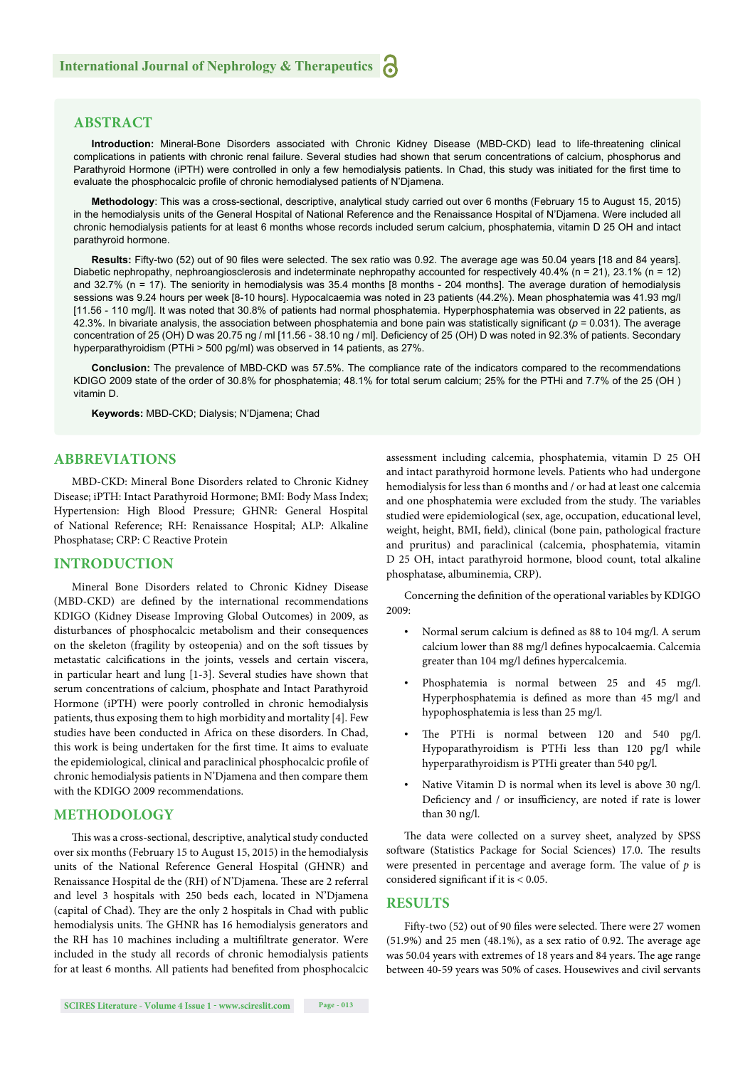## ABSTRACT

**Introduction:** Mineral-Bone Disorders associated with Chronic Kidney Disease (MBD-CKD) lead to life-threatening clinical complications in patients with chronic renal failure. Several studies had shown that serum concentrations of calcium, phosphorus and Parathyroid Hormone (iPTH) were controlled in only a few hemodialysis patients. In Chad, this study was initiated for the first time to evaluate the phosphocalcic profile of chronic hemodialysed patients of N'Djamena.

**Methodology**: This was a cross-sectional, descriptive, analytical study carried out over 6 months (February 15 to August 15, 2015) in the hemodialysis units of the General Hospital of National Reference and the Renaissance Hospital of N'Djamena. Were included all chronic hemodialysis patients for at least 6 months whose records included serum calcium, phosphatemia, vitamin D 25 OH and intact parathyroid hormone.

**Results:** Fifty-two (52) out of 90 files were selected. The sex ratio was 0.92. The average age was 50.04 years [18 and 84 years]. Diabetic nephropathy, nephroangiosclerosis and indeterminate nephropathy accounted for respectively 40.4% (n = 21), 23.1% (n = 12) and 32.7% (n = 17). The seniority in hemodialysis was 35.4 months [8 months - 204 months]. The average duration of hemodialysis sessions was 9.24 hours per week [8-10 hours]. Hypocalcaemia was noted in 23 patients (44.2%). Mean phosphatemia was 41.93 mg/l [11.56 - 110 mg/l]. It was noted that 30.8% of patients had normal phosphatemia. Hyperphosphatemia was observed in 22 patients, as 42.3%. In bivariate analysis, the association between phosphatemia and bone pain was statistically significant ($p$ = 0.031). The average concentration of 25 (OH) D was 20.75 ng / ml [11.56 - 38.10 ng / ml]. Deficiency of 25 (OH) D was noted in 92.3% of patients. Secondary hyperparathyroidism (PTHi > 500 pg/ml) was observed in 14 patients, as 27%.

**Conclusion:** The prevalence of MBD-CKD was 57.5%. The compliance rate of the indicators compared to the recommendations KDIGO 2009 state of the order of 30.8% for phosphatemia; 48.1% for total serum calcium; 25% for the PTHi and 7.7% of the 25 (OH ) vitamin D.

**Keywords:** MBD-CKD; Dialysis; N'Djamena; Chad

## ABBREVIATIONS

MBD-CKD: Mineral Bone Disorders related to Chronic Kidney Disease; iPTH: Intact Parathyroid Hormone; BMI: Body Mass Index; Hypertension: High Blood Pressure; GHNR: General Hospital of National Reference; RH: Renaissance Hospital; ALP: Alkaline Phosphatase; CRP: C Reactive Protein

## INTRODUCTION

Mineral Bone Disorders related to Chronic Kidney Disease (MBD-CKD) are defined by the international recommendations KDIGO (Kidney Disease Improving Global Outcomes) in 2009, as disturbances of phosphocalcic metabolism and their consequences on the skeleton (fragility by osteopenia) and on the soft tissues by metastatic calcifications in the joints, vessels and certain viscera, in particular heart and lung [1-3]. Several studies have shown that serum concentrations of calcium, phosphate and Intact Parathyroid Hormone (iPTH) were poorly controlled in chronic hemodialysis patients, thus exposing them to high morbidity and mortality [4]. Few studies have been conducted in Africa on these disorders. In Chad, this work is being undertaken for the first time. It aims to evaluate the epidemiological, clinical and paraclinical phosphocalcic profile of chronic hemodialysis patients in N'Djamena and then compare them with the KDIGO 2009 recommendations.

## METHODOLOGY

This was a cross-sectional, descriptive, analytical study conducted over six months (February 15 to August 15, 2015) in the hemodialysis units of the National Reference General Hospital (GHNR) and Renaissance Hospital de the (RH) of N'Djamena. These are 2 referral and level 3 hospitals with 250 beds each, located in N'Djamena (capital of Chad). They are the only 2 hospitals in Chad with public hemodialysis units. The GHNR has 16 hemodialysis generators and the RH has 10 machines including a multifiltrate generator. Were included in the study all records of chronic hemodialysis patients for at least 6 months. All patients had benefited from phosphocalcic assessment including calcemia, phosphatemia, vitamin D 25 OH and intact parathyroid hormone levels. Patients who had undergone hemodialysis for less than 6 months and / or had at least one calcemia and one phosphatemia were excluded from the study. The variables studied were epidemiological (sex, age, occupation, educational level, weight, height, BMI, field), clinical (bone pain, pathological fracture and pruritus) and paraclinical (calcemia, phosphatemia, vitamin D 25 OH, intact parathyroid hormone, blood count, total alkaline phosphatase, albuminemia, CRP).

Concerning the definition of the operational variables by KDIGO 2009:

- Normal serum calcium is defined as 88 to 104 mg/l. A serum calcium lower than 88 mg/l defines hypocalcaemia. Calcemia greater than 104 mg/l defines hypercalcemia.
- Phosphatemia is normal between 25 and 45 mg/l. Hyperphosphatemia is defined as more than 45 mg/l and hypophosphatemia is less than 25 mg/l.
- The PTHi is normal between 120 and 540 pg/l. Hypoparathyroidism is PTHi less than 120 pg/l while hyperparathyroidism is PTHi greater than 540 pg/l.
- Native Vitamin D is normal when its level is above 30 ng/l. Deficiency and / or insufficiency, are noted if rate is lower than 30 ng/l.

The data were collected on a survey sheet, analyzed by SPSS software (Statistics Package for Social Sciences) 17.0. The results were presented in percentage and average form. The value of $p$ is considered significant if it is < 0.05.

## RESULTS

Fifty-two (52) out of 90 files were selected. There were 27 women (51.9%) and 25 men (48.1%), as a sex ratio of 0.92. The average age was 50.04 years with extremes of 18 years and 84 years. The age range between 40-59 years was 50% of cases. Housewives and civil servants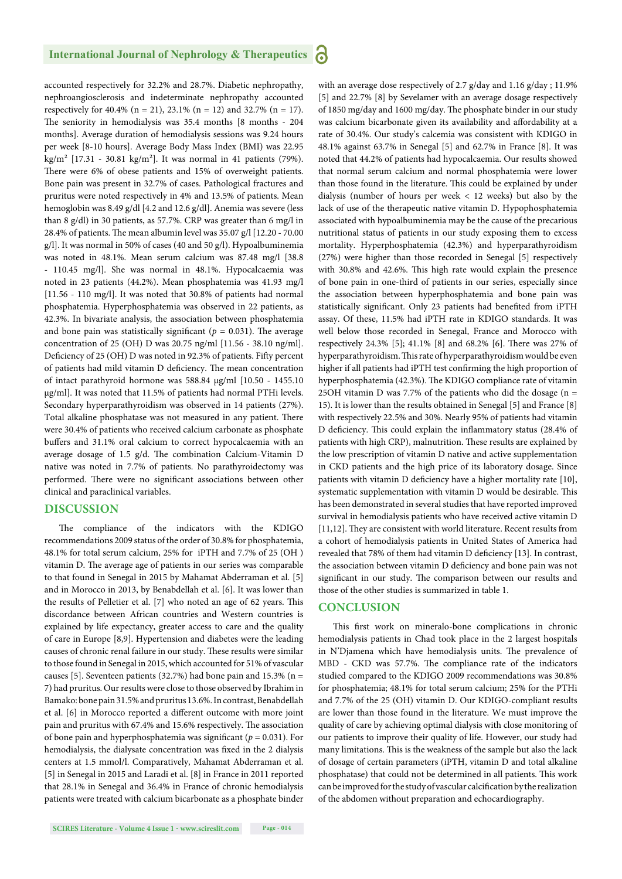accounted respectively for 32.2% and 28.7%. Diabetic nephropathy, nephroangiosclerosis and indeterminate nephropathy accounted respectively for 40.4% (n = 21), 23.1% (n = 12) and 32.7% (n = 17). The seniority in hemodialysis was 35.4 months [8 months - 204 months]. Average duration of hemodialysis sessions was 9.24 hours per week [8-10 hours]. Average Body Mass Index (BMI) was 22.95 kg/m² [17.31 - 30.81 kg/m²]. It was normal in 41 patients (79%). There were 6% of obese patients and 15% of overweight patients. Bone pain was present in 32.7% of cases. Pathological fractures and pruritus were noted respectively in 4% and 13.5% of patients. Mean hemoglobin was 8.49 g/dl [4.2 and 12.6 g/dl]. Anemia was severe (less than 8 g/dl) in 30 patients, as 57.7%. CRP was greater than 6 mg/l in 28.4% of patients. The mean albumin level was 35.07 g/l [12.20 - 70.00 g/l]. It was normal in 50% of cases (40 and 50 g/l). Hypoalbuminemia was noted in 48.1%. Mean serum calcium was 87.48 mg/l [38.8 - 110.45 mg/l]. She was normal in 48.1%. Hypocalcaemia was noted in 23 patients (44.2%). Mean phosphatemia was 41.93 mg/l [11.56 - 110 mg/l]. It was noted that 30.8% of patients had normal phosphatemia. Hyperphosphatemia was observed in 22 patients, as 42.3%. In bivariate analysis, the association between phosphatemia and bone pain was statistically significant ($p = 0.031$). The average concentration of 25 (OH) D was 20.75 ng/ml [11.56 - 38.10 ng/ml]. Deficiency of 25 (OH) D was noted in 92.3% of patients. Fifty percent of patients had mild vitamin D deficiency. The mean concentration of intact parathyroid hormone was 588.84 μg/ml [10.50 - 1455.10 μg/ml]. It was noted that 11.5% of patients had normal PTHi levels. Secondary hyperparathyroidism was observed in 14 patients (27%). Total alkaline phosphatase was not measured in any patient. There were 30.4% of patients who received calcium carbonate as phosphate buffers and 31.1% oral calcium to correct hypocalcaemia with an average dosage of 1.5 g/d. The combination Calcium-Vitamin D native was noted in 7.7% of patients. No parathyroidectomy was performed. There were no significant associations between other clinical and paraclinical variables.

## DISCUSSION

The compliance of the indicators with the KDIGO recommendations 2009 status of the order of 30.8% for phosphatemia, 48.1% for total serum calcium, 25% for iPTH and 7.7% of 25 (OH ) vitamin D. The average age of patients in our series was comparable to that found in Senegal in 2015 by Mahamat Abderraman et al. [5] and in Morocco in 2013, by Benabdellah et al. [6]. It was lower than the results of Pelletier et al. [7] who noted an age of 62 years. This discordance between African countries and Western countries is explained by life expectancy, greater access to care and the quality of care in Europe [8,9]. Hypertension and diabetes were the leading causes of chronic renal failure in our study. These results were similar to those found in Senegal in 2015, which accounted for 51% of vascular causes [5]. Seventeen patients (32.7%) had bone pain and 15.3% (n = 7) had pruritus. Our results were close to those observed by Ibrahim in Bamako: bone pain 31.5% and pruritus 13.6%. In contrast, Benabdellah et al. [6] in Morocco reported a different outcome with more joint pain and pruritus with 67.4% and 15.6% respectively. The association of bone pain and hyperphosphatemia was significant ($p = 0.031$). For hemodialysis, the dialysate concentration was fixed in the 2 dialysis centers at 1.5 mmol/l. Comparatively, Mahamat Abderraman et al. [5] in Senegal in 2015 and Laradi et al. [8] in France in 2011 reported that 28.1% in Senegal and 36.4% in France of chronic hemodialysis patients were treated with calcium bicarbonate as a phosphate binder with an average dose respectively of 2.7 g/day and 1.16 g/day ; 11.9% [5] and 22.7% [8] by Sevelamer with an average dosage respectively of 1850 mg/day and 1600 mg/day. The phosphate binder in our study was calcium bicarbonate given its availability and affordability at a rate of 30.4%. Our study's calcemia was consistent with KDIGO in 48.1% against 63.7% in Senegal [5] and 62.7% in France [8]. It was noted that 44.2% of patients had hypocalcaemia. Our results showed that normal serum calcium and normal phosphatemia were lower than those found in the literature. This could be explained by under dialysis (number of hours per week < 12 weeks) but also by the lack of use of the therapeutic native vitamin D. Hypophosphatemia associated with hypoalbuminemia may be the cause of the precarious nutritional status of patients in our study exposing them to excess mortality. Hyperphosphatemia (42.3%) and hyperparathyroidism (27%) were higher than those recorded in Senegal [5] respectively with 30.8% and 42.6%. This high rate would explain the presence of bone pain in one-third of patients in our series, especially since the association between hyperphosphatemia and bone pain was statistically significant. Only 23 patients had benefited from iPTH assay. Of these, 11.5% had iPTH rate in KDIGO standards. It was well below those recorded in Senegal, France and Morocco with respectively 24.3% [5]; 41.1% [8] and 68.2% [6]. There was 27% of hyperparathyroidism. This rate of hyperparathyroidism would be even higher if all patients had iPTH test confirming the high proportion of hyperphosphatemia (42.3%). The KDIGO compliance rate of vitamin 25OH vitamin D was 7.7% of the patients who did the dosage (n = 15). It is lower than the results obtained in Senegal [5] and France [8] with respectively 22.5% and 30%. Nearly 95% of patients had vitamin D deficiency. This could explain the inflammatory status (28.4% of patients with high CRP), malnutrition. These results are explained by the low prescription of vitamin D native and active supplementation in CKD patients and the high price of its laboratory dosage. Since patients with vitamin D deficiency have a higher mortality rate [10], systematic supplementation with vitamin D would be desirable. This has been demonstrated in several studies that have reported improved survival in hemodialysis patients who have received active vitamin D [11,12]. They are consistent with world literature. Recent results from a cohort of hemodialysis patients in United States of America had revealed that 78% of them had vitamin D deficiency [13]. In contrast, the association between vitamin D deficiency and bone pain was not significant in our study. The comparison between our results and those of the other studies is summarized in table 1.

## CONCLUSION

This first work on mineralo-bone complications in chronic hemodialysis patients in Chad took place in the 2 largest hospitals in N'Djamena which have hemodialysis units. The prevalence of MBD - CKD was 57.7%. The compliance rate of the indicators studied compared to the KDIGO 2009 recommendations was 30.8% for phosphatemia; 48.1% for total serum calcium; 25% for the PTHi and 7.7% of the 25 (OH) vitamin D. Our KDIGO-compliant results are lower than those found in the literature. We must improve the quality of care by achieving optimal dialysis with close monitoring of our patients to improve their quality of life. However, our study had many limitations. This is the weakness of the sample but also the lack of dosage of certain parameters (iPTH, vitamin D and total alkaline phosphatase) that could not be determined in all patients. This work can be improved for the study of vascular calcification by the realization of the abdomen without preparation and echocardiography.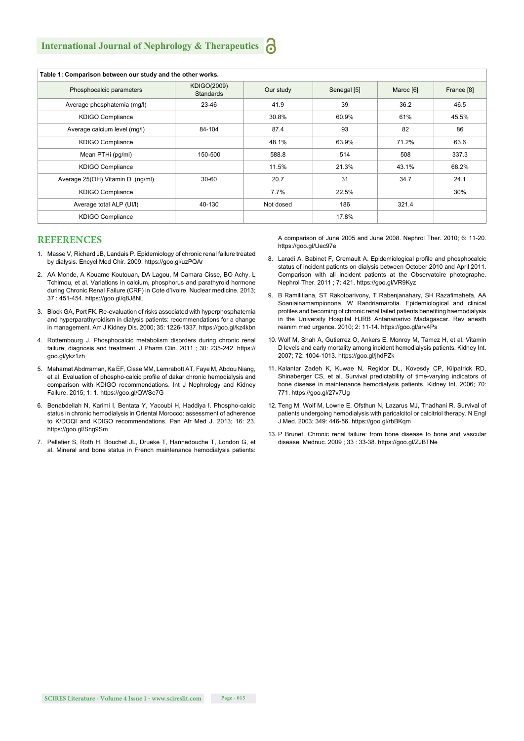**Table 1: Comparison between our study and the other works.**

| Phosphocalcic parameters | KDIGO(2009) Standards | Our study | Senegal [5] | Maroc [6] | France [8] |
|---|---|---|---|---|---|
| Average phosphatemia (mg/l) | 23-46 | 41.9 | 39 | 36.2 | 46.5 |
| KDIGO Compliance | | 30.8% | 60.9% | 61% | 45.5% |
| Average calcium level (mg/l) | 84-104 | 87.4 | 93 | 82 | 86 |
| KDIGO Compliance | | 48.1% | 63.9% | 71.2% | 63.6 |
| Mean PTHi (pg/ml) | 150-500 | 588.8 | 514 | 508 | 337.3 |
| KDIGO Compliance | | 11.5% | 21.3% | 43.1% | 68.2% |
| Average 25(OH) Vitamin D (ng/ml) | 30-60 | 20.7 | 31 | 34.7 | 24.1 |
| KDIGO Compliance | | 7.7% | 22.5% | | 30% |
| Average total ALP (UI/l) | 40-130 | Not dosed | 186 | 321.4 | |
| KDIGO Compliance | | | 17.8% | | |

## REFERENCES

1. Masse V, Richard JB, Landais P. Epidemiology of chronic renal failure treated by dialysis. Encycl Med Chir. 2009. https://goo.gl/uzPQAr
2. AA Monde, A Kouame Koutouan, DA Lagou, M Camara Cisse, BO Achy, L Tchimou, et al. Variations in calcium, phosphorus and parathyroid hormone during Chronic Renal Failure (CRF) in Cote d'Ivoire. Nuclear medicine. 2013; 37 : 451-454. https://goo.gl/q8J8NL
3. Block GA, Port FK. Re-evaluation of risks associated with hyperphosphatemia and hyperparathyroidism in dialysis patients: recommendations for a change in management. Am J Kidney Dis. 2000; 35: 1226-1337. https://goo.gl/kz4kbn
4. Rottembourg J. Phosphocalcic metabolism disorders during chronic renal failure: diagnosis and treatment. J Pharm Clin. 2011 ; 30: 235-242. https://goo.gl/ykz1zh
5. Mahamat Abdrraman, Ka EF, Cisse MM, Lemrabott AT, Faye M, Abdou Niang, et al. Evaluation of phospho-calcic profile of dakar chronic hemodialysis and comparison with KDIGO recommendations. Int J Nephrology and Kidney Failure. 2015; 1: 1. https://goo.gl/QWSe7G
6. Benabdellah N, Karimi I, Bentata Y, Yacoubi H, Haddiya I. Phospho-calcic status in chronic hemodialysis in Oriental Morocco: assessment of adherence to K/DOQI and KDIGO recommendations. Pan Afr Med J. 2013; 16: 23. https://goo.gl/Sng9Sm
7. Pelletier S, Roth H, Bouchet JL, Drueke T, Hannedouche T, London G, et al. Mineral and bone status in French maintenance hemodialysis patients: A comparison of June 2005 and June 2008. Nephrol Ther. 2010; 6: 11-20. https://goo.gl/Uec97e
8. Laradi A, Babinet F, Cremault A. Epidemiological profile and phosphocalcic status of incident patients on dialysis between October 2010 and April 2011. Comparison with all incident patients at the Observatoire photographe. Nephrol Ther. 2011 ; 7: 421. https://goo.gl/VR9Kyz
9. B Ramilitiana, ST Rakotoarivony, T Rabenjanahary, SH Razafimahefa, AA Soaniainamampionona, W Randriamarotia. Epidemiological and clinical profiles and becoming of chronic renal failed patients benefiting haemodialysis in the University Hospital HJRB Antananarivo Madagascar. Rev anesth reanim med urgence. 2010; 2: 11-14. https://goo.gl/arv4Ps
10. Wolf M, Shah A, Gutierrez O, Ankers E, Monroy M, Tamez H, et al. Vitamin D levels and early mortality among incident hemodialysis patients. Kidney Int. 2007; 72: 1004-1013. https://goo.gl/jhdPZk
11. Kalantar Zadeh K, Kuwae N, Regidor DL, Kovesdy CP, Kilpatrick RD, Shinaberger CS, et al. Survival predictability of time-varying indicators of bone disease in maintenance hemodialysis patients. Kidney Int. 2006; 70: 771. https://goo.gl/27v7Ug
12. Teng M, Wolf M, Lowrie E, Ofsthun N, Lazarus MJ, Thadhani R. Survival of patients undergoing hemodialysis with paricalcitol or calcitriol therapy. N Engl J Med. 2003; 349: 446-56. https://goo.gl/rbBKqm
13. P Brunet. Chronic renal failure: from bone disease to bone and vascular disease. Mednuc. 2009 ; 33 : 33-38. https://goo.gl/ZJBTNe